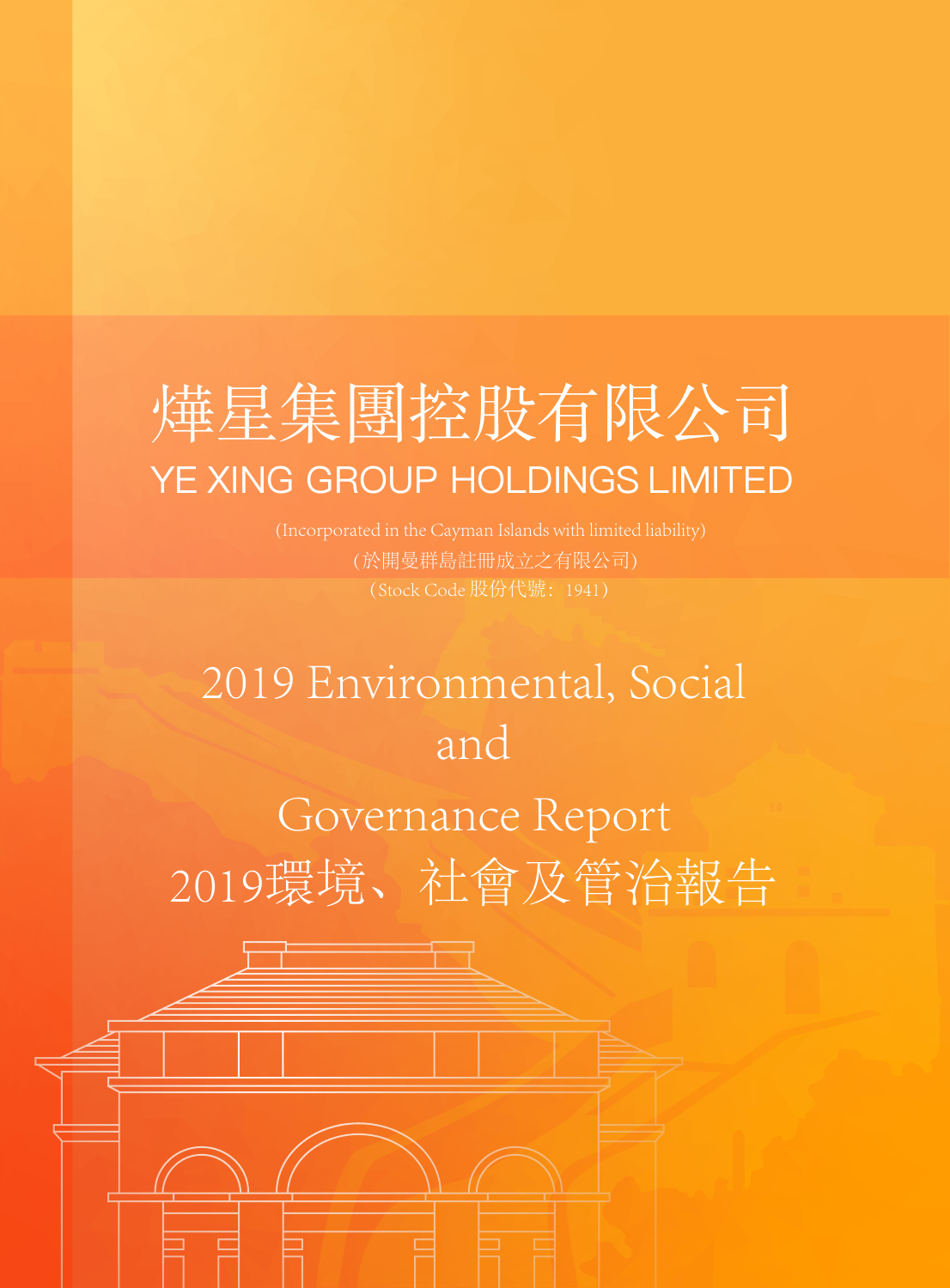# 燁星集團控股有限公司

# YE XING GROUP HOLDINGS LIMITED

(Incorporated in the Cayman Islands with limited liability)

(於開曼群島註冊成立之有限公司)

(Stock Code 股份代號：1941)

# 2019 Environmental, Social and Governance Report

# 2019環境、社會及管治報告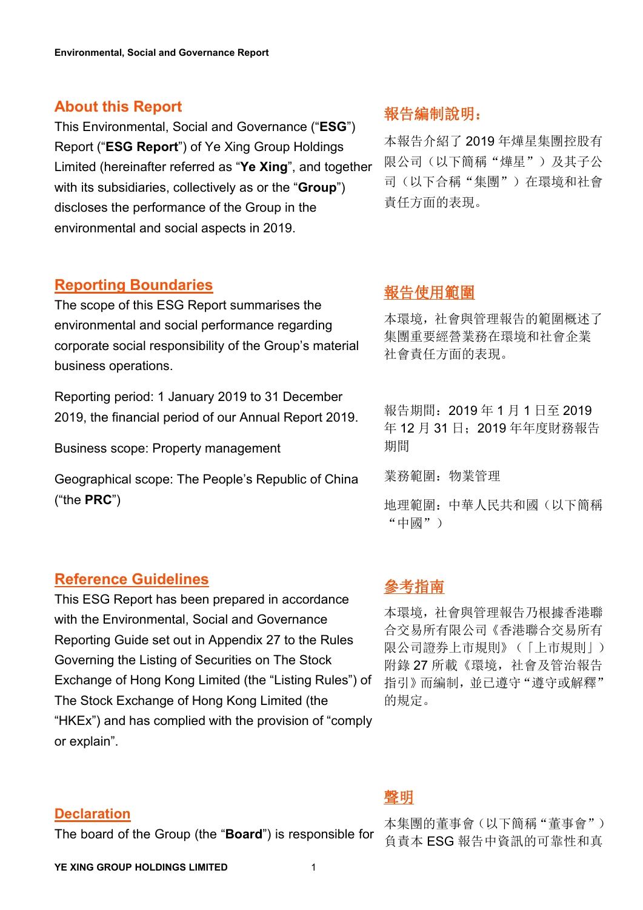## About this Report

This Environmental, Social and Governance ("**ESG**") Report ("**ESG Report**") of Ye Xing Group Holdings Limited (hereinafter referred as "**Ye Xing**", and together with its subsidiaries, collectively as or the "**Group**") discloses the performance of the Group in the environmental and social aspects in 2019.

## 報告編制說明：

本報告介紹了 2019 年燁星集團控股有限公司（以下簡稱"燁星"）及其子公司（以下合稱"集團"）在環境和社會責任方面的表現。

## Reporting Boundaries

The scope of this ESG Report summarises the environmental and social performance regarding corporate social responsibility of the Group's material business operations.

Reporting period: 1 January 2019 to 31 December 2019, the financial period of our Annual Report 2019.

Business scope: Property management

Geographical scope: The People's Republic of China ("the **PRC**")

## 報告使用範圍

本環境，社會與管理報告的範圍概述了集團重要經營業務在環境和社會企業社會責任方面的表現。

報告期間：2019 年 1 月 1 日至 2019 年 12 月 31 日；2019 年年度財務報告期間

業務範圍：物業管理

地理範圍：中華人民共和國（以下簡稱"中國"）

## Reference Guidelines

This ESG Report has been prepared in accordance with the Environmental, Social and Governance Reporting Guide set out in Appendix 27 to the Rules Governing the Listing of Securities on The Stock Exchange of Hong Kong Limited (the "Listing Rules") of The Stock Exchange of Hong Kong Limited (the "HKEx") and has complied with the provision of "comply or explain".

## 參考指南

本環境，社會與管理報告乃根據香港聯合交易所有限公司《香港聯合交易所有限公司證券上市規則》（「上市規則」）附錄 27 所載《環境，社會及管治報告指引》而編制，並已遵守"遵守或解釋"的規定。

## Declaration

The board of the Group (the "**Board**") is responsible for

## 聲明

本集團的董事會（以下簡稱"董事會"）負責本 ESG 報告中資訊的可靠性和真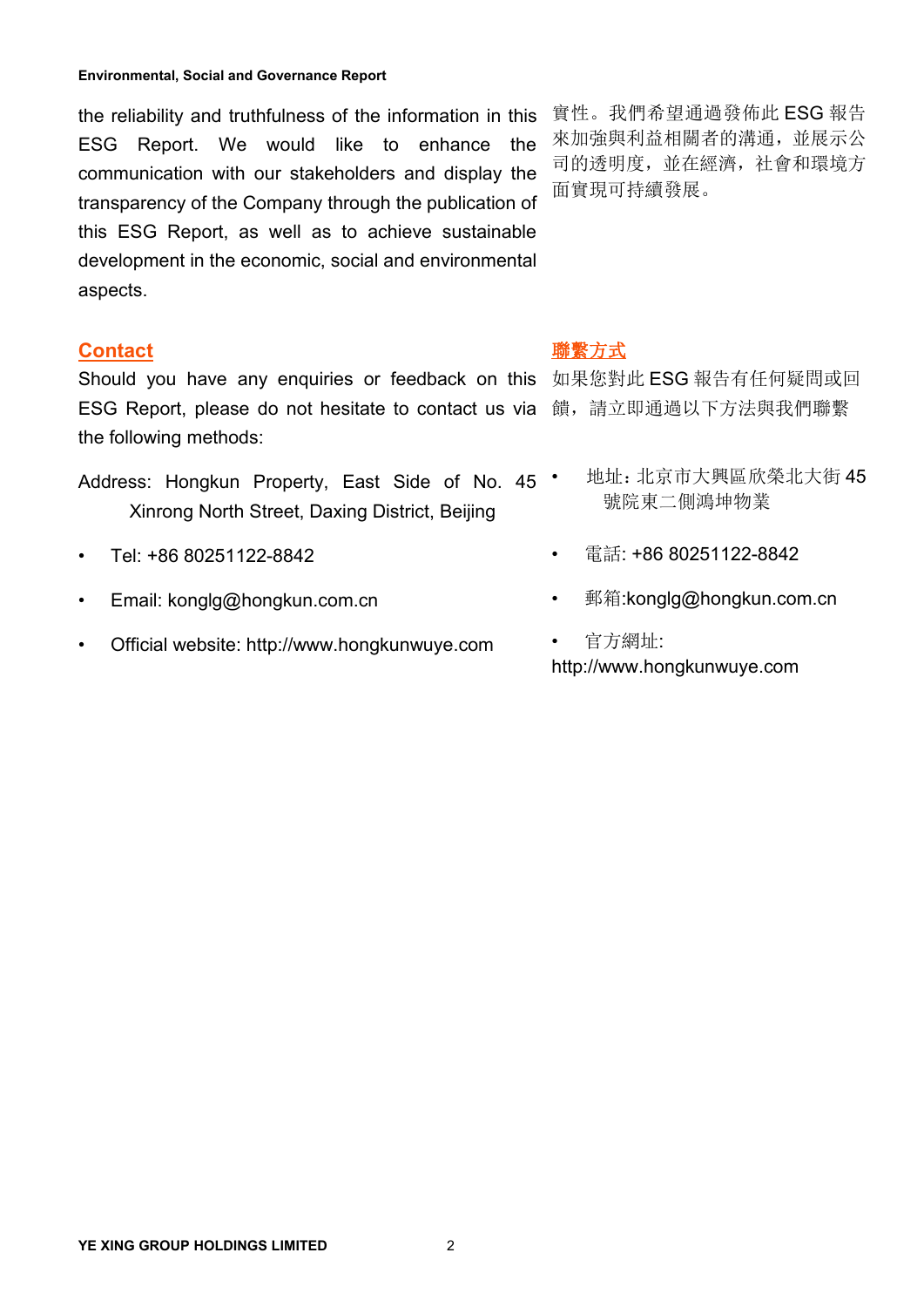the reliability and truthfulness of the information in this ESG Report. We would like to enhance the communication with our stakeholders and display the transparency of the Company through the publication of this ESG Report, as well as to achieve sustainable development in the economic, social and environmental aspects.

實性。我們希望通過發佈此 ESG 報告來加強與利益相關者的溝通，並展示公司的透明度，並在經濟，社會和環境方面實現可持續發展。

## Contact

Should you have any enquiries or feedback on this ESG Report, please do not hesitate to contact us via the following methods:

Address: Hongkun Property, East Side of No. 45 Xinrong North Street, Daxing District, Beijing

- Tel: +86 80251122-8842
- Email: konglg@hongkun.com.cn
- Official website: http://www.hongkunwuye.com

## 聯繫方式

如果您對此 ESG 報告有任何疑問或回饋，請立即通過以下方法與我們聯繫

- 地址：北京市大興區欣榮北大街 45 號院東二側鴻坤物業
- 電話: +86 80251122-8842
- 郵箱:konglg@hongkun.com.cn
- 官方網址: http://www.hongkunwuye.com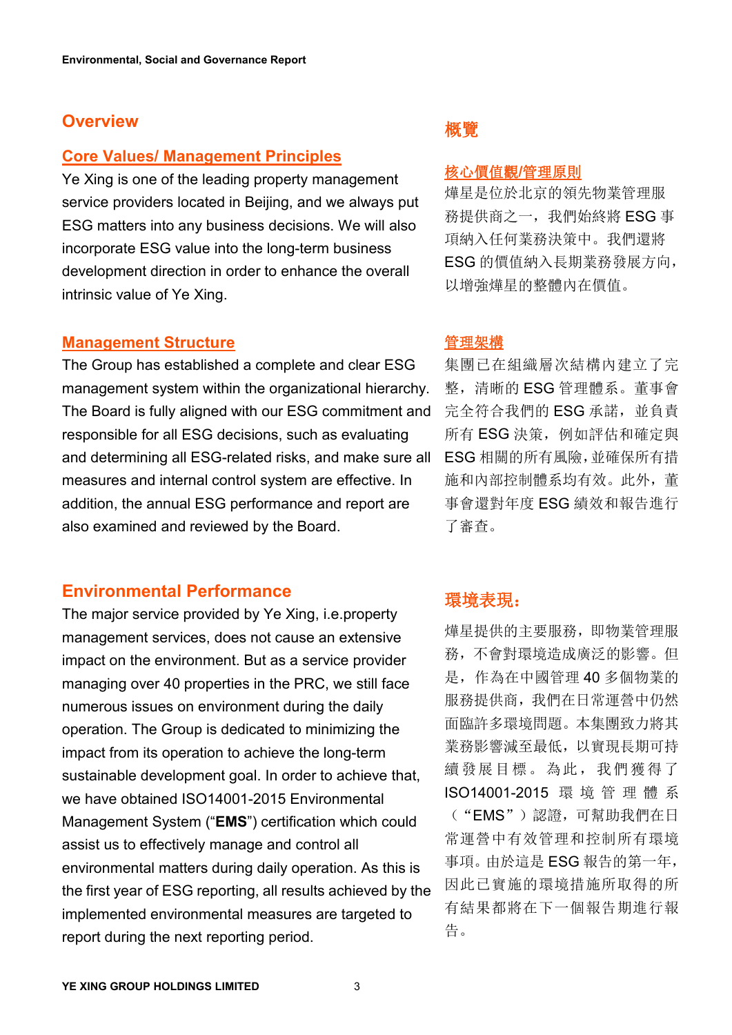## Overview

### Core Values/ Management Principles

Ye Xing is one of the leading property management service providers located in Beijing, and we always put ESG matters into any business decisions. We will also incorporate ESG value into the long-term business development direction in order to enhance the overall intrinsic value of Ye Xing.

### Management Structure

The Group has established a complete and clear ESG management system within the organizational hierarchy. The Board is fully aligned with our ESG commitment and responsible for all ESG decisions, such as evaluating and determining all ESG-related risks, and make sure all measures and internal control system are effective. In addition, the annual ESG performance and report are also examined and reviewed by the Board.

## Environmental Performance

The major service provided by Ye Xing, i.e.property management services, does not cause an extensive impact on the environment. But as a service provider managing over 40 properties in the PRC, we still face numerous issues on environment during the daily operation. The Group is dedicated to minimizing the impact from its operation to achieve the long-term sustainable development goal. In order to achieve that, we have obtained ISO14001-2015 Environmental Management System ("**EMS**") certification which could assist us to effectively manage and control all environmental matters during daily operation. As this is the first year of ESG reporting, all results achieved by the implemented environmental measures are targeted to report during the next reporting period.

## 概覽

### 核心價值觀/管理原則

燁星是位於北京的領先物業管理服務提供商之一，我們始終將 ESG 事項納入任何業務決策中。我們還將 ESG 的價值納入長期業務發展方向，以增強燁星的整體內在價值。

### 管理架構

集團已在組織層次結構內建立了完整，清晰的 ESG 管理體系。董事會完全符合我們的 ESG 承諾，並負責所有 ESG 決策，例如評估和確定與 ESG 相關的所有風險，並確保所有措施和內部控制體系均有效。此外，董事會還對年度 ESG 績效和報告進行了審查。

## 環境表現：

燁星提供的主要服務，即物業管理服務，不會對環境造成廣泛的影響。但是，作為在中國管理 40 多個物業的服務提供商，我們在日常運營中仍然面臨許多環境問題。本集團致力將其業務影響減至最低，以實現長期可持續發展目標。為此，我們獲得了 ISO14001-2015 環境管理體系（“EMS”）認證，可幫助我們在日常運營中有效管理和控制所有環境事項。由於這是 ESG 報告的第一年，因此已實施的環境措施所取得的所有結果都將在下一個報告期進行報告。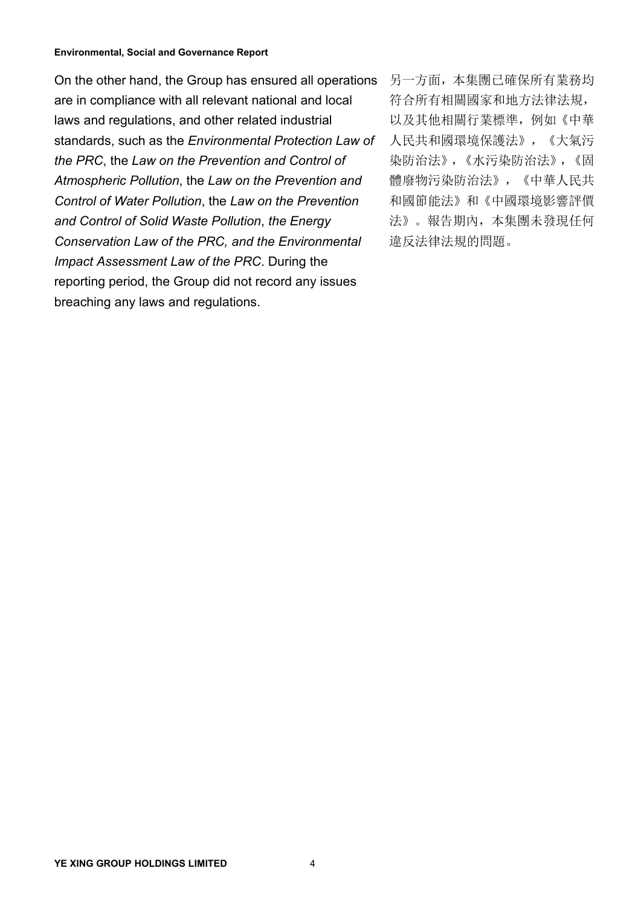On the other hand, the Group has ensured all operations are in compliance with all relevant national and local laws and regulations, and other related industrial standards, such as the *Environmental Protection Law of the PRC*, the *Law on the Prevention and Control of Atmospheric Pollution*, the *Law on the Prevention and Control of Water Pollution*, the *Law on the Prevention and Control of Solid Waste Pollution*, *the Energy Conservation Law of the PRC, and the Environmental Impact Assessment Law of the PRC*. During the reporting period, the Group did not record any issues breaching any laws and regulations.

另一方面，本集團已確保所有業務均符合所有相關國家和地方法律法規，以及其他相關行業標準，例如《中華人民共和國環境保護法》，《大氣污染防治法》，《水污染防治法》，《固體廢物污染防治法》，《中華人民共和國節能法》和《中國環境影響評價法》。報告期內，本集團未發現任何違反法律法規的問題。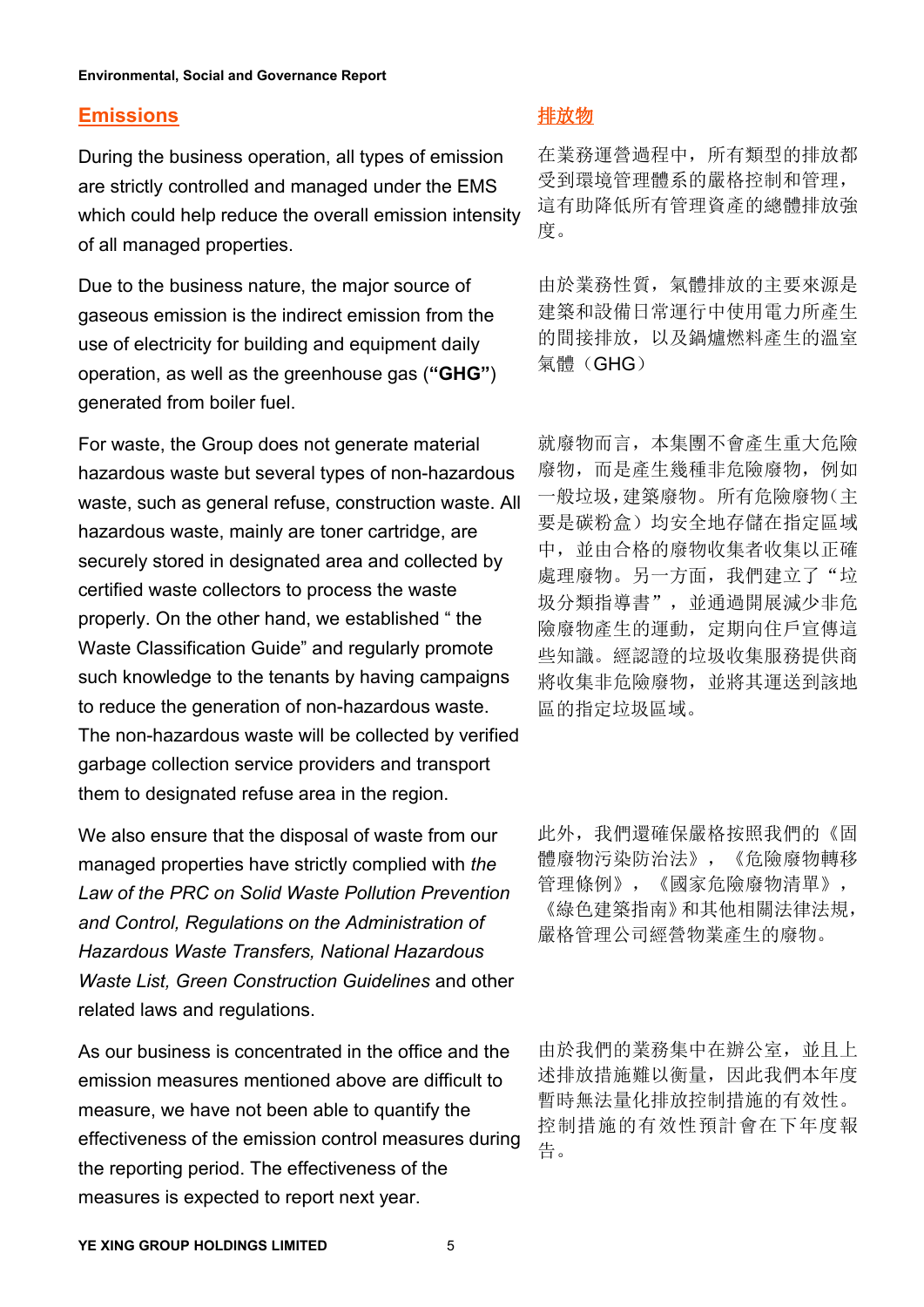## Emissions

During the business operation, all types of emission are strictly controlled and managed under the EMS which could help reduce the overall emission intensity of all managed properties.

Due to the business nature, the major source of gaseous emission is the indirect emission from the use of electricity for building and equipment daily operation, as well as the greenhouse gas (**"GHG"**) generated from boiler fuel.

For waste, the Group does not generate material hazardous waste but several types of non-hazardous waste, such as general refuse, construction waste. All hazardous waste, mainly are toner cartridge, are securely stored in designated area and collected by certified waste collectors to process the waste properly. On the other hand, we established " the Waste Classification Guide" and regularly promote such knowledge to the tenants by having campaigns to reduce the generation of non-hazardous waste. The non-hazardous waste will be collected by verified garbage collection service providers and transport them to designated refuse area in the region.

We also ensure that the disposal of waste from our managed properties have strictly complied with *the Law of the PRC on Solid Waste Pollution Prevention and Control, Regulations on the Administration of Hazardous Waste Transfers, National Hazardous Waste List, Green Construction Guidelines* and other related laws and regulations.

As our business is concentrated in the office and the emission measures mentioned above are difficult to measure, we have not been able to quantify the effectiveness of the emission control measures during the reporting period. The effectiveness of the measures is expected to report next year.

## 排放物

在業務運營過程中，所有類型的排放都受到環境管理體系的嚴格控制和管理，這有助降低所有管理資產的總體排放強度。

由於業務性質，氣體排放的主要來源是建築和設備日常運行中使用電力所產生的間接排放，以及鍋爐燃料產生的溫室氣體（GHG）

就廢物而言，本集團不會產生重大危險廢物，而是產生幾種非危險廢物，例如一般垃圾，建築廢物。所有危險廢物（主要是碳粉盒）均安全地存儲在指定區域中，並由合格的廢物收集者收集以正確處理廢物。另一方面，我們建立了“垃圾分類指導書”，並通過開展減少非危險廢物產生的運動，定期向住戶宣傳這些知識。經認證的垃圾收集服務提供商將收集非危險廢物，並將其運送到該地區的指定垃圾區域。

此外，我們還確保嚴格按照我們的《固體廢物污染防治法》，《危險廢物轉移管理條例》，《國家危險廢物清單》，《綠色建築指南》和其他相關法律法規，嚴格管理公司經營物業產生的廢物。

由於我們的業務集中在辦公室，並且上述排放措施難以衡量，因此我們本年度暫時無法量化排放控制措施的有效性。控制措施的有效性預計會在下年度報告。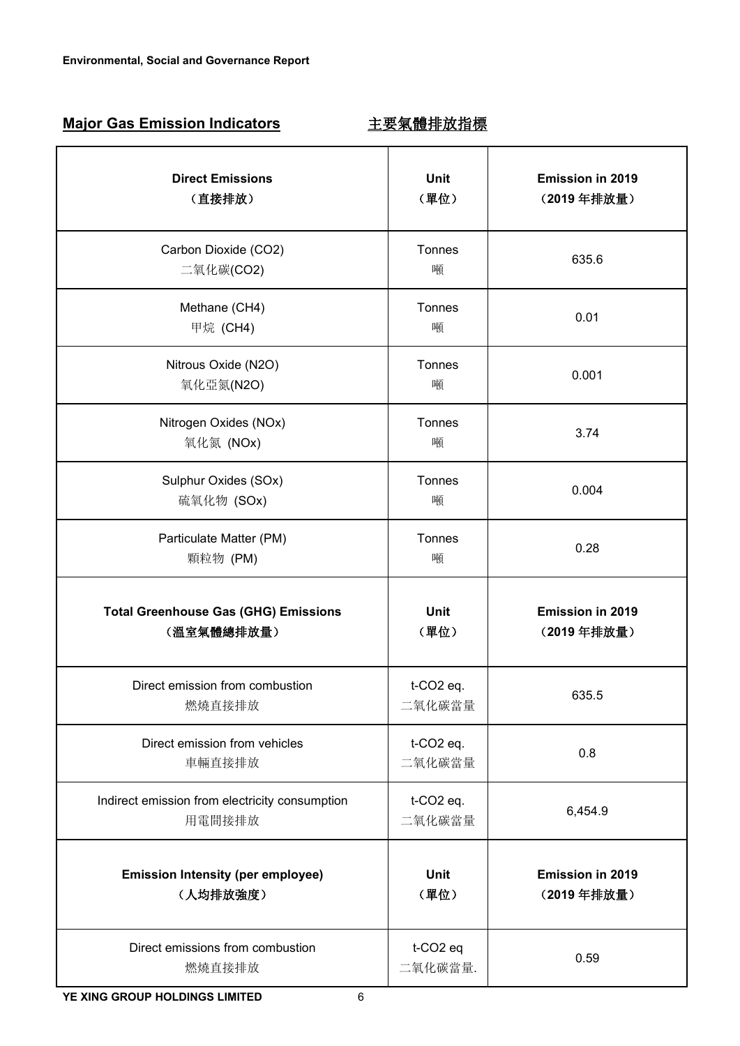## Major Gas Emission Indicators 主要氣體排放指標

| **Direct Emissions**<br>**（直接排放）** | **Unit**<br>**（單位）** | **Emission in 2019**<br>**（2019 年排放量）** |
|---|---|---|
| Carbon Dioxide ($CO_2$)<br>二氧化碳($CO_2$) | Tonnes<br>噸 | 635.6 |
| Methane ($CH_4$)<br>甲烷 ($CH_4$) | Tonnes<br>噸 | 0.01 |
| Nitrous Oxide ($N_2O$)<br>氧化亞氮($N_2O$) | Tonnes<br>噸 | 0.001 |
| Nitrogen Oxides ($NO_x$)<br>氧化氮 ($NO_x$) | Tonnes<br>噸 | 3.74 |
| Sulphur Oxides ($SO_x$)<br>硫氧化物 ($SO_x$) | Tonnes<br>噸 | 0.004 |
| Particulate Matter (PM)<br>顆粒物 (PM) | Tonnes<br>噸 | 0.28 |
| **Total Greenhouse Gas (GHG) Emissions**<br>**（溫室氣體總排放量）** | **Unit**<br>**（單位）** | **Emission in 2019**<br>**（2019 年排放量）** |
| Direct emission from combustion<br>燃燒直接排放 | t-$CO_2$ eq.<br>二氧化碳當量 | 635.5 |
| Direct emission from vehicles<br>車輛直接排放 | t-$CO_2$ eq.<br>二氧化碳當量 | 0.8 |
| Indirect emission from electricity consumption<br>用電間接排放 | t-$CO_2$ eq.<br>二氧化碳當量 | 6,454.9 |
| **Emission Intensity (per employee)**<br>**（人均排放強度）** | **Unit**<br>**（單位）** | **Emission in 2019**<br>**（2019 年排放量）** |
| Direct emissions from combustion<br>燃燒直接排放 | t-$CO_2$ eq<br>二氧化碳當量. | 0.59 |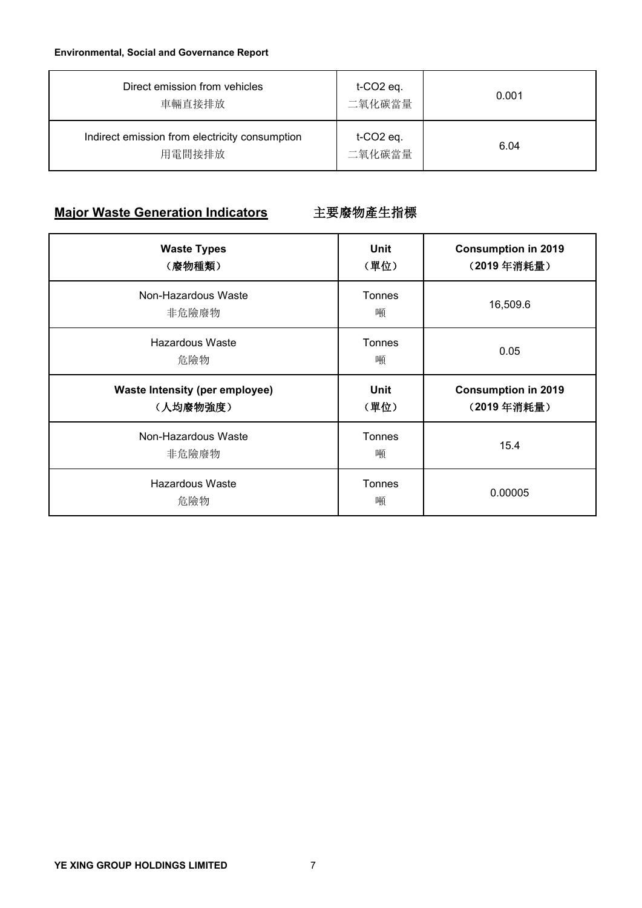| Direct emission from vehicles<br>車輛直接排放 | t-$CO_2$ eq.<br>二氧化碳當量 | 0.001 |
|---|---|---|
| Indirect emission from electricity consumption<br>用電間接排放 | t-$CO_2$ eq.<br>二氧化碳當量 | 6.04 |

## Major Waste Generation Indicators 主要廢物產生指標

| Waste Types<br>（廢物種類） | Unit<br>（單位） | Consumption in 2019<br>（2019 年消耗量） |
|---|---|---|
| Non-Hazardous Waste<br>非危險廢物 | Tonnes<br>噸 | 16,509.6 |
| Hazardous Waste<br>危險物 | Tonnes<br>噸 | 0.05 |
| **Waste Intensity (per employee)<br>（人均廢物強度）** | **Unit<br>（單位）** | **Consumption in 2019<br>（2019 年消耗量）** |
| Non-Hazardous Waste<br>非危險廢物 | Tonnes<br>噸 | 15.4 |
| Hazardous Waste<br>危險物 | Tonnes<br>噸 | 0.00005 |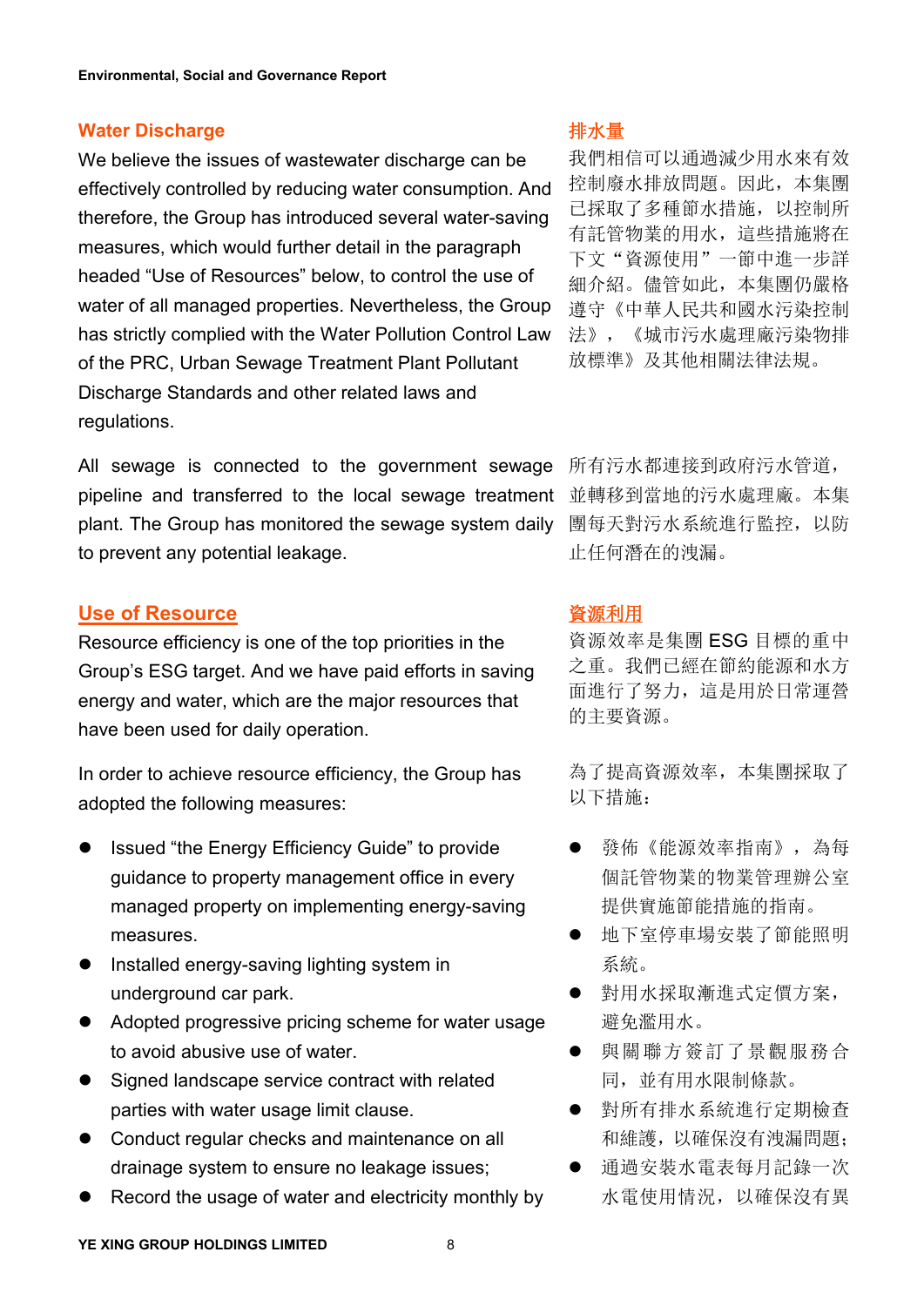## Water Discharge

We believe the issues of wastewater discharge can be effectively controlled by reducing water consumption. And therefore, the Group has introduced several water-saving measures, which would further detail in the paragraph headed "Use of Resources" below, to control the use of water of all managed properties. Nevertheless, the Group has strictly complied with the Water Pollution Control Law of the PRC, Urban Sewage Treatment Plant Pollutant Discharge Standards and other related laws and regulations.

All sewage is connected to the government sewage pipeline and transferred to the local sewage treatment plant. The Group has monitored the sewage system daily to prevent any potential leakage.

## 排水量

我們相信可以通過減少用水來有效控制廢水排放問題。因此，本集團已採取了多種節水措施，以控制所有託管物業的用水，這些措施將在下文"資源使用"一節中進一步詳細介紹。儘管如此，本集團仍嚴格遵守《中華人民共和國水污染控制法》，《城市污水處理廠污染物排放標準》及其他相關法律法規。

所有污水都連接到政府污水管道，並轉移到當地的污水處理廠。本集團每天對污水系統進行監控，以防止任何潛在的洩漏。

## Use of Resource

Resource efficiency is one of the top priorities in the Group's ESG target. And we have paid efforts in saving energy and water, which are the major resources that have been used for daily operation.

In order to achieve resource efficiency, the Group has adopted the following measures:

- Issued "the Energy Efficiency Guide" to provide guidance to property management office in every managed property on implementing energy-saving measures.
- Installed energy-saving lighting system in underground car park.
- Adopted progressive pricing scheme for water usage to avoid abusive use of water.
- Signed landscape service contract with related parties with water usage limit clause.
- Conduct regular checks and maintenance on all drainage system to ensure no leakage issues;
- Record the usage of water and electricity monthly by

## 資源利用

資源效率是集團 ESG 目標的重中之重。我們已經在節約能源和水方面進行了努力，這是用於日常運營的主要資源。

為了提高資源效率，本集團採取了以下措施：

- 發佈《能源效率指南》，為每個託管物業的物業管理辦公室提供實施節能措施的指南。
- 地下室停車場安裝了節能照明系統。
- 對用水採取漸進式定價方案，避免濫用水。
- 與關聯方簽訂了景觀服務合同，並有用水限制條款。
- 對所有排水系統進行定期檢查和維護，以確保沒有洩漏問題；
- 通過安裝水電表每月記錄一次水電使用情況，以確保沒有異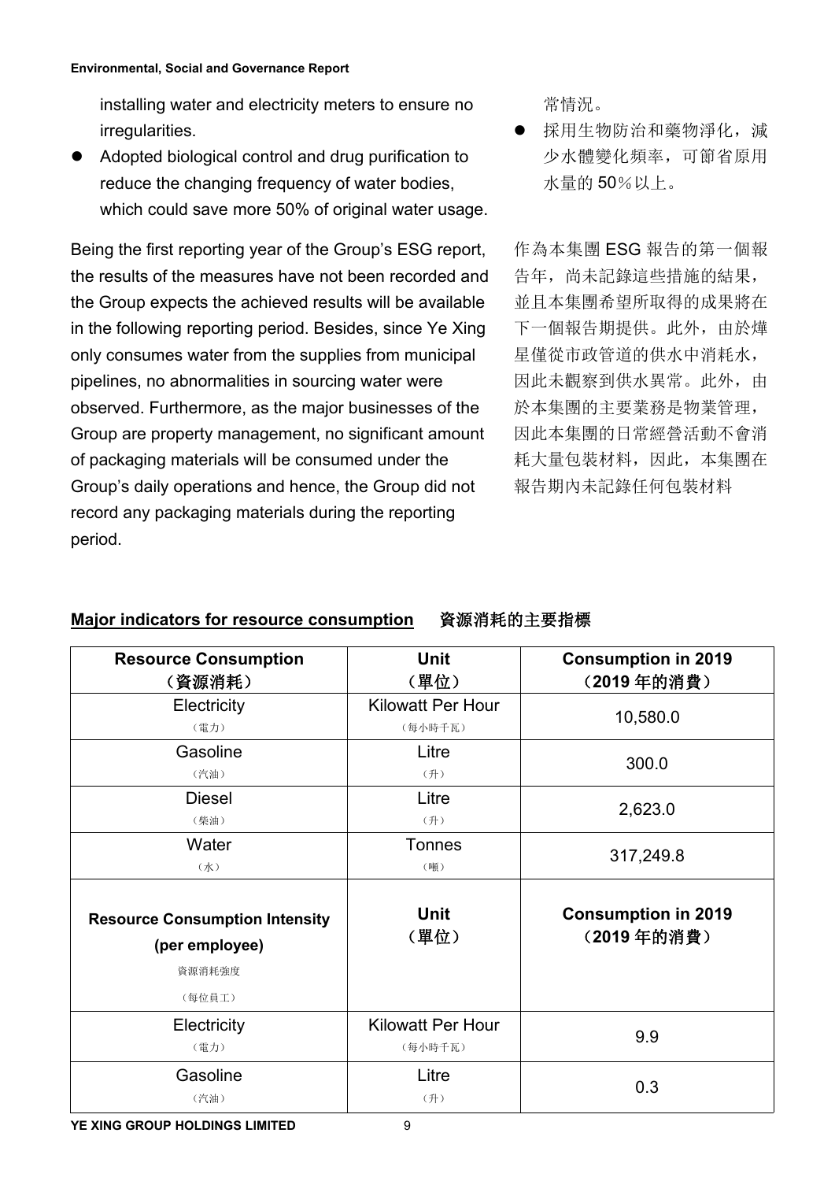installing water and electricity meters to ensure no irregularities.

- Adopted biological control and drug purification to reduce the changing frequency of water bodies, which could save more 50% of original water usage.

常情況。

- 採用生物防治和藥物淨化，減少水體變化頻率，可節省原用水量的 50%以上。

Being the first reporting year of the Group's ESG report, the results of the measures have not been recorded and the Group expects the achieved results will be available in the following reporting period. Besides, since Ye Xing only consumes water from the supplies from municipal pipelines, no abnormalities in sourcing water were observed. Furthermore, as the major businesses of the Group are property management, no significant amount of packaging materials will be consumed under the Group's daily operations and hence, the Group did not record any packaging materials during the reporting period.

作為本集團 ESG 報告的第一個報告年，尚未記錄這些措施的結果，並且本集團希望所取得的成果將在下一個報告期提供。此外，由於燁星僅從市政管道的供水中消耗水，因此未觀察到供水異常。此外，由於本集團的主要業務是物業管理，因此本集團的日常經營活動不會消耗大量包裝材料，因此，本集團在報告期內未記錄任何包裝材料

**Major indicators for resource consumption 資源消耗的主要指標**

| Resource Consumption（資源消耗） | Unit（單位） | Consumption in 2019（2019 年的消費） |
|---|---|---|
| Electricity（電力） | Kilowatt Per Hour（每小時千瓦） | 10,580.0 |
| Gasoline（汽油） | Litre（升） | 300.0 |
| Diesel（柴油） | Litre（升） | 2,623.0 |
| Water（水） | Tonnes（噸） | 317,249.8 |
| **Resource Consumption Intensity (per employee)** 資源消耗強度（每位員工） | **Unit（單位）** | **Consumption in 2019（2019 年的消費）** |
| Electricity（電力） | Kilowatt Per Hour（每小時千瓦） | 9.9 |
| Gasoline（汽油） | Litre（升） | 0.3 |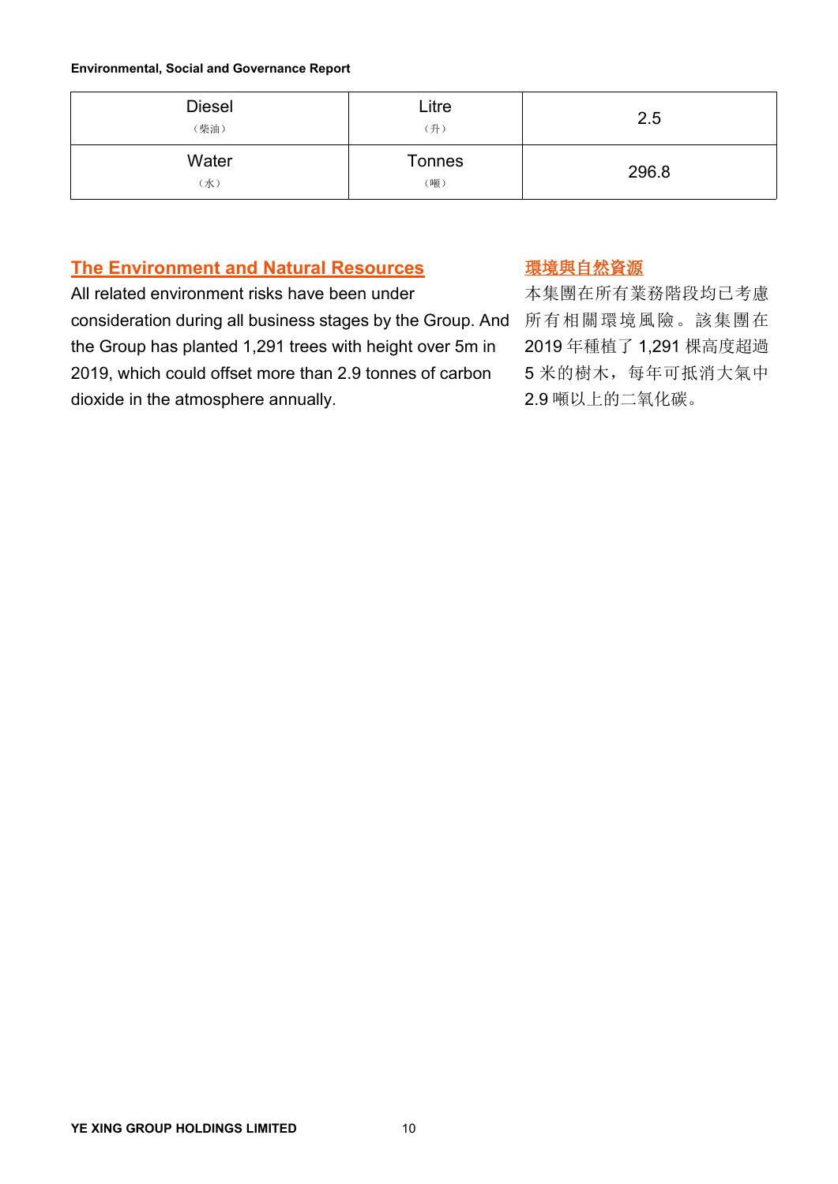| Diesel<br>（柴油） | Litre<br>（升） | 2.5 |
| --- | --- | --- |
| Water<br>（水） | Tonnes<br>（噸） | 296.8 |

## The Environment and Natural Resources

All related environment risks have been under consideration during all business stages by the Group. And the Group has planted 1,291 trees with height over 5m in 2019, which could offset more than 2.9 tonnes of carbon dioxide in the atmosphere annually.

## 環境與自然資源

本集團在所有業務階段均已考慮所有相關環境風險。該集團在2019 年種植了 1,291 棵高度超過5 米的樹木，每年可抵消大氣中2.9 噸以上的二氧化碳。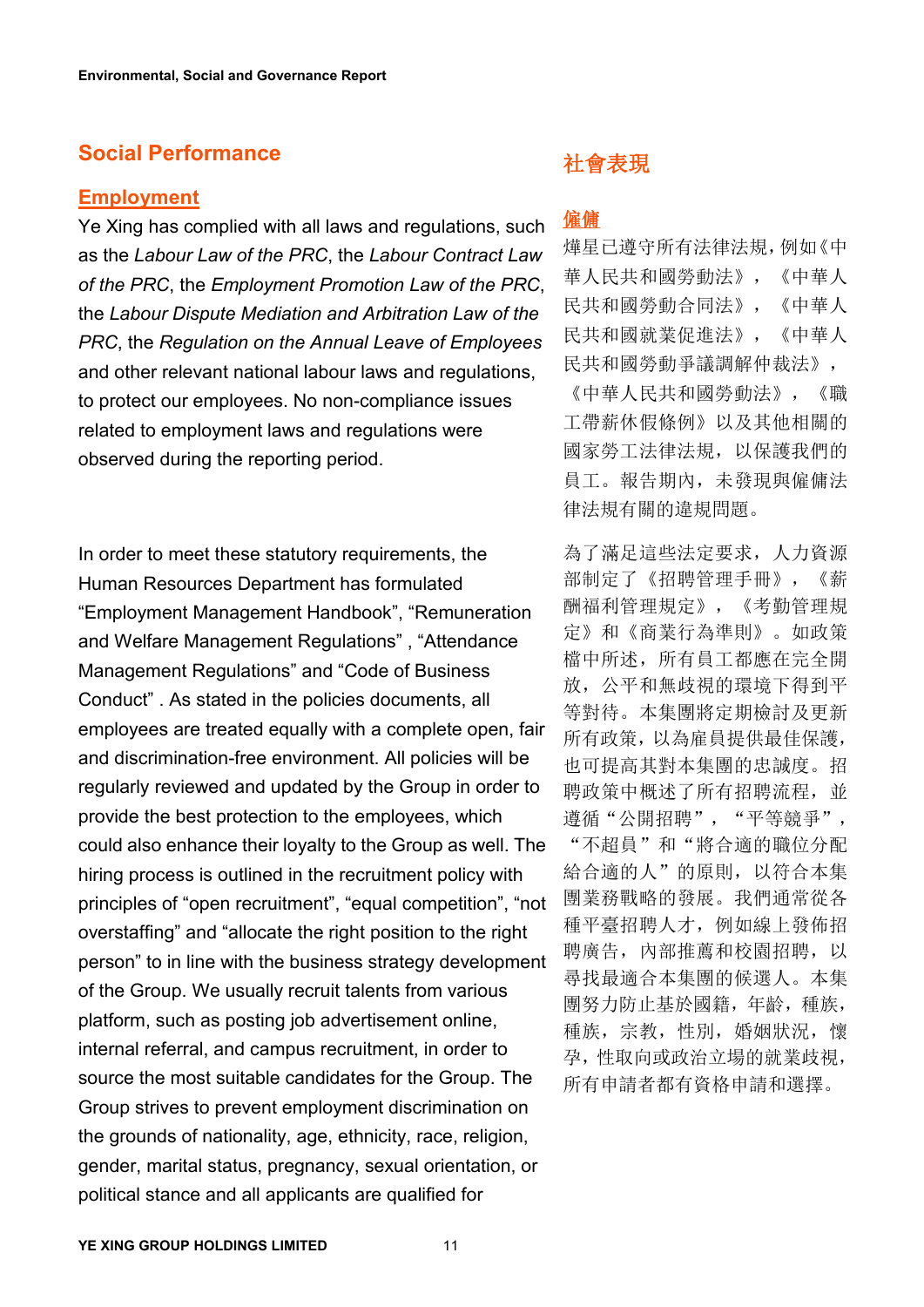## Social Performance

### Employment

Ye Xing has complied with all laws and regulations, such as the *Labour Law of the PRC*, the *Labour Contract Law of the PRC*, the *Employment Promotion Law of the PRC*, the *Labour Dispute Mediation and Arbitration Law of the PRC*, the *Regulation on the Annual Leave of Employees* and other relevant national labour laws and regulations, to protect our employees. No non-compliance issues related to employment laws and regulations were observed during the reporting period.

In order to meet these statutory requirements, the Human Resources Department has formulated "Employment Management Handbook", "Remuneration and Welfare Management Regulations" , "Attendance Management Regulations" and "Code of Business Conduct" . As stated in the policies documents, all employees are treated equally with a complete open, fair and discrimination-free environment. All policies will be regularly reviewed and updated by the Group in order to provide the best protection to the employees, which could also enhance their loyalty to the Group as well. The hiring process is outlined in the recruitment policy with principles of "open recruitment", "equal competition", "not overstaffing" and "allocate the right position to the right person" to in line with the business strategy development of the Group. We usually recruit talents from various platform, such as posting job advertisement online, internal referral, and campus recruitment, in order to source the most suitable candidates for the Group. The Group strives to prevent employment discrimination on the grounds of nationality, age, ethnicity, race, religion, gender, marital status, pregnancy, sexual orientation, or political stance and all applicants are qualified for

## 社會表現

### 僱傭

燁星已遵守所有法律法規，例如《中華人民共和國勞動法》，《中華人民共和國勞動合同法》，《中華人民共和國就業促進法》，《中華人民共和國勞動爭議調解仲裁法》，《中華人民共和國勞動法》，《職工帶薪休假條例》以及其他相關的國家勞工法律法規，以保護我們的員工。報告期內，未發現與僱傭法律法規有關的違規問題。

為了滿足這些法定要求，人力資源部制定了《招聘管理手冊》，《薪酬福利管理規定》，《考勤管理規定》和《商業行為準則》。如政策檔中所述，所有員工都應在完全開放，公平和無歧視的環境下得到平等對待。本集團將定期檢討及更新所有政策，以為雇員提供最佳保護，也可提高其對本集團的忠誠度。招聘政策中概述了所有招聘流程，並遵循"公開招聘"，"平等競爭"，"不超員"和"將合適的職位分配給合適的人"的原則，以符合本集團業務戰略的發展。我們通常從各種平臺招聘人才，例如線上發佈招聘廣告，內部推薦和校園招聘，以尋找最適合本集團的候選人。本集團努力防止基於國籍，年齡，種族，種族，宗教，性別，婚姻狀況，懷孕，性取向或政治立場的就業歧視，所有申請者都有資格申請和選擇。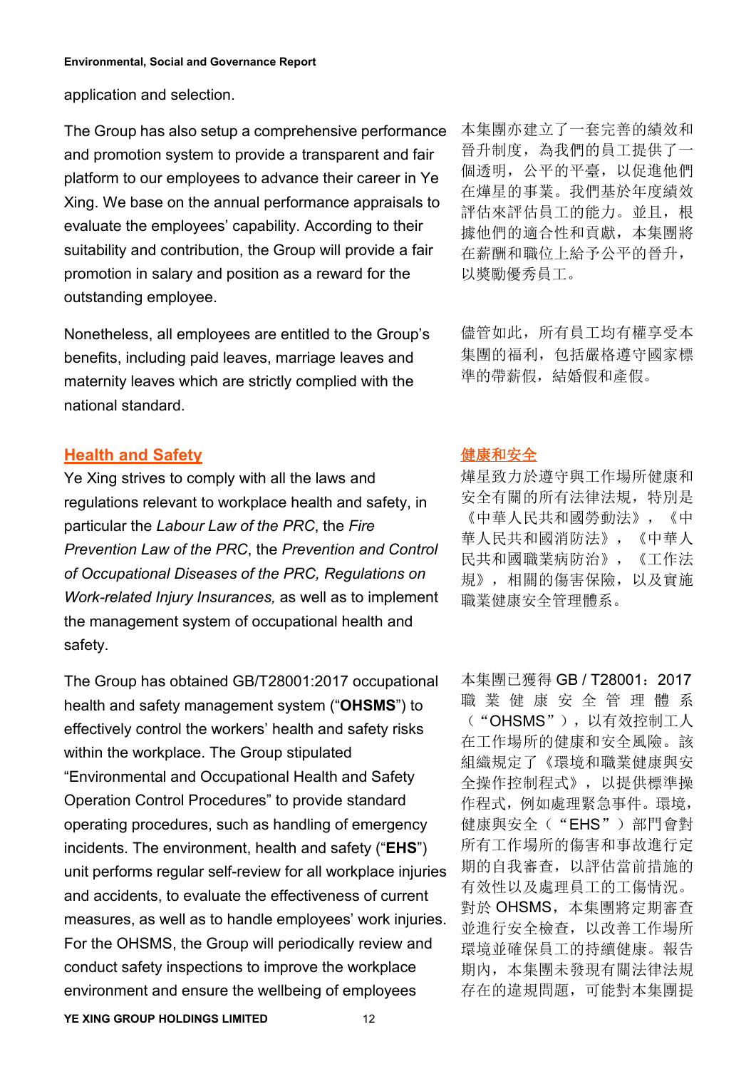application and selection.

The Group has also setup a comprehensive performance and promotion system to provide a transparent and fair platform to our employees to advance their career in Ye Xing. We base on the annual performance appraisals to evaluate the employees' capability. According to their suitability and contribution, the Group will provide a fair promotion in salary and position as a reward for the outstanding employee.

本集團亦建立了一套完善的績效和晉升制度，為我們的員工提供了一個透明，公平的平臺，以促進他們在燁星的事業。我們基於年度績效評估來評估員工的能力。並且，根據他們的適合性和貢獻，本集團將在薪酬和職位上給予公平的晉升，以獎勵優秀員工。

Nonetheless, all employees are entitled to the Group's benefits, including paid leaves, marriage leaves and maternity leaves which are strictly complied with the national standard.

儘管如此，所有員工均有權享受本集團的福利，包括嚴格遵守國家標準的帶薪假，結婚假和產假。

## Health and Safety

Ye Xing strives to comply with all the laws and regulations relevant to workplace health and safety, in particular the *Labour Law of the PRC*, the *Fire Prevention Law of the PRC*, the *Prevention and Control of Occupational Diseases of the PRC, Regulations on Work-related Injury Insurances,* as well as to implement the management system of occupational health and safety.

## 健康和安全

燁星致力於遵守與工作場所健康和安全有關的所有法律法規，特別是《中華人民共和國勞動法》，《中華人民共和國消防法》，《中華人民共和國職業病防治》，《工作法規》，相關的傷害保險，以及實施職業健康安全管理體系。

The Group has obtained GB/T28001:2017 occupational health and safety management system ("**OHSMS**") to effectively control the workers' health and safety risks within the workplace. The Group stipulated "Environmental and Occupational Health and Safety Operation Control Procedures" to provide standard operating procedures, such as handling of emergency incidents. The environment, health and safety ("**EHS**") unit performs regular self-review for all workplace injuries and accidents, to evaluate the effectiveness of current measures, as well as to handle employees' work injuries. For the OHSMS, the Group will periodically review and conduct safety inspections to improve the workplace environment and ensure the wellbeing of employees

本集團已獲得 GB / T28001：2017 職業健康安全管理體系（"OHSMS"），以有效控制工人在工作場所的健康和安全風險。該組織規定了《環境和職業健康與安全操作控制程式》，以提供標準操作程式，例如處理緊急事件。環境，健康與安全（"EHS"）部門會對所有工作場所的傷害和事故進行定期的自我審查，以評估當前措施的有效性以及處理員工的工傷情況。對於 OHSMS，本集團將定期審查並進行安全檢查，以改善工作場所環境並確保員工的持續健康。報告期內，本集團未發現有關法律法規存在的違規問題，可能對本集團提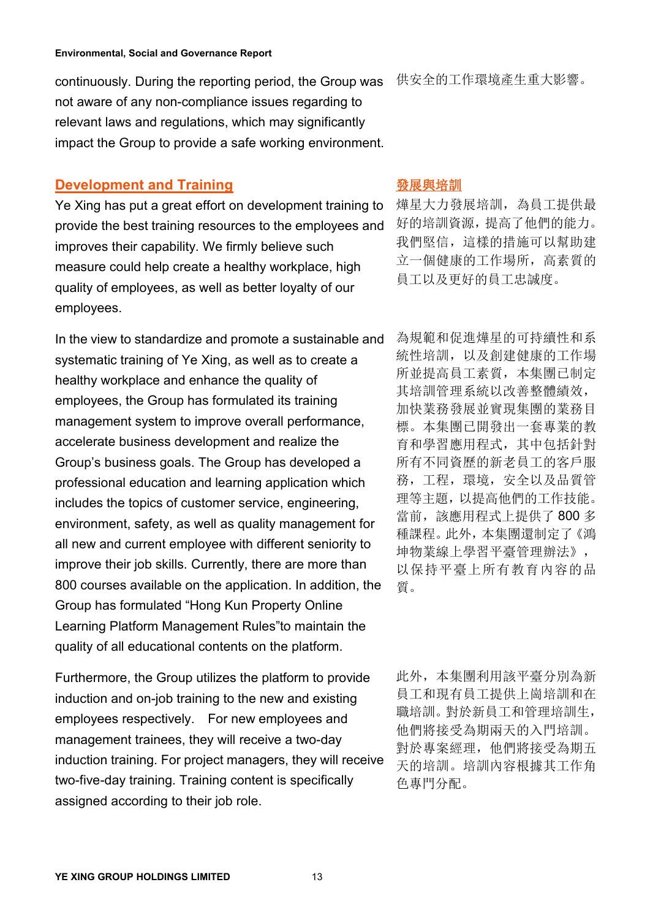continuously. During the reporting period, the Group was not aware of any non-compliance issues regarding to relevant laws and regulations, which may significantly impact the Group to provide a safe working environment.

供安全的工作環境產生重大影響。

## Development and Training

Ye Xing has put a great effort on development training to provide the best training resources to the employees and improves their capability. We firmly believe such measure could help create a healthy workplace, high quality of employees, as well as better loyalty of our employees.

In the view to standardize and promote a sustainable and systematic training of Ye Xing, as well as to create a healthy workplace and enhance the quality of employees, the Group has formulated its training management system to improve overall performance, accelerate business development and realize the Group's business goals. The Group has developed a professional education and learning application which includes the topics of customer service, engineering, environment, safety, as well as quality management for all new and current employee with different seniority to improve their job skills. Currently, there are more than 800 courses available on the application. In addition, the Group has formulated "Hong Kun Property Online Learning Platform Management Rules"to maintain the quality of all educational contents on the platform.

Furthermore, the Group utilizes the platform to provide induction and on-job training to the new and existing employees respectively.  For new employees and management trainees, they will receive a two-day induction training. For project managers, they will receive two-five-day training. Training content is specifically assigned according to their job role.

## 發展與培訓

燁星大力發展培訓，為員工提供最好的培訓資源，提高了他們的能力。我們堅信，這樣的措施可以幫助建立一個健康的工作場所，高素質的員工以及更好的員工忠誠度。

為規範和促進燁星的可持續性和系統性培訓，以及創建健康的工作場所並提高員工素質，本集團已制定其培訓管理系統以改善整體績效，加快業務發展並實現集團的業務目標。本集團已開發出一套專業的教育和學習應用程式，其中包括針對所有不同資歷的新老員工的客戶服務，工程，環境，安全以及品質管理等主題，以提高他們的工作技能。當前，該應用程式上提供了 800 多種課程。此外，本集團還制定了《鴻坤物業線上學習平臺管理辦法》，以保持平臺上所有教育內容的品質。

此外，本集團利用該平臺分別為新員工和現有員工提供上崗培訓和在職培訓。對於新員工和管理培訓生，他們將接受為期兩天的入門培訓。對於專案經理，他們將接受為期五天的培訓。培訓內容根據其工作角色專門分配。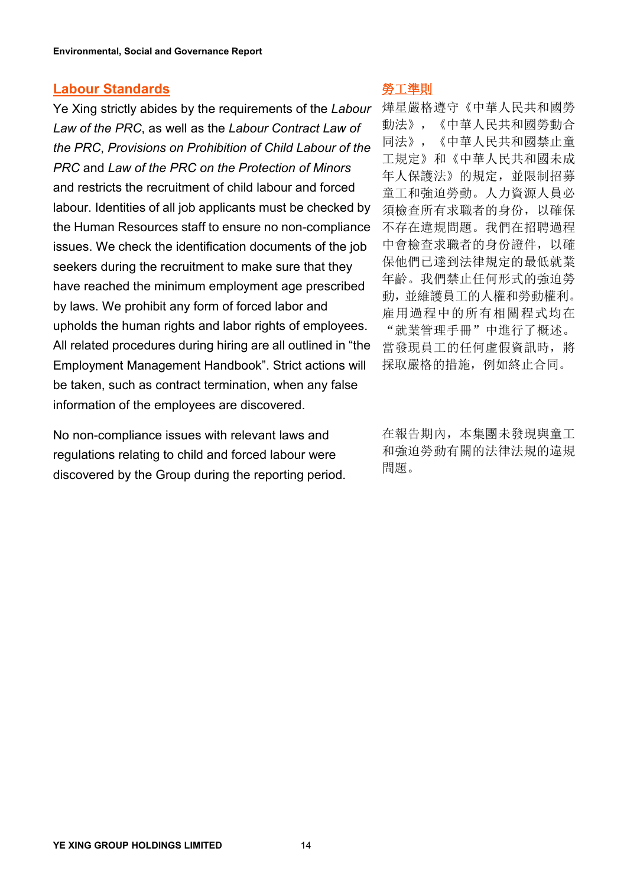## Labour Standards

Ye Xing strictly abides by the requirements of the *Labour Law of the PRC*, as well as the *Labour Contract Law of the PRC*, *Provisions on Prohibition of Child Labour of the PRC* and *Law of the PRC on the Protection of Minors* and restricts the recruitment of child labour and forced labour. Identities of all job applicants must be checked by the Human Resources staff to ensure no non-compliance issues. We check the identification documents of the job seekers during the recruitment to make sure that they have reached the minimum employment age prescribed by laws. We prohibit any form of forced labor and upholds the human rights and labor rights of employees. All related procedures during hiring are all outlined in "the Employment Management Handbook". Strict actions will be taken, such as contract termination, when any false information of the employees are discovered.

No non-compliance issues with relevant laws and regulations relating to child and forced labour were discovered by the Group during the reporting period.

## 勞工準則

燁星嚴格遵守《中華人民共和國勞動法》，《中華人民共和國勞動合同法》，《中華人民共和國禁止童工規定》和《中華人民共和國未成年人保護法》的規定，並限制招募童工和強迫勞動。人力資源人員必須檢查所有求職者的身份，以確保不存在違規問題。我們在招聘過程中會檢查求職者的身份證件，以確保他們已達到法律規定的最低就業年齡。我們禁止任何形式的強迫勞動，並維護員工的人權和勞動權利。雇用過程中的所有相關程式均在"就業管理手冊"中進行了概述。當發現員工的任何虛假資訊時，將採取嚴格的措施，例如終止合同。

在報告期內，本集團未發現與童工和強迫勞動有關的法律法規的違規問題。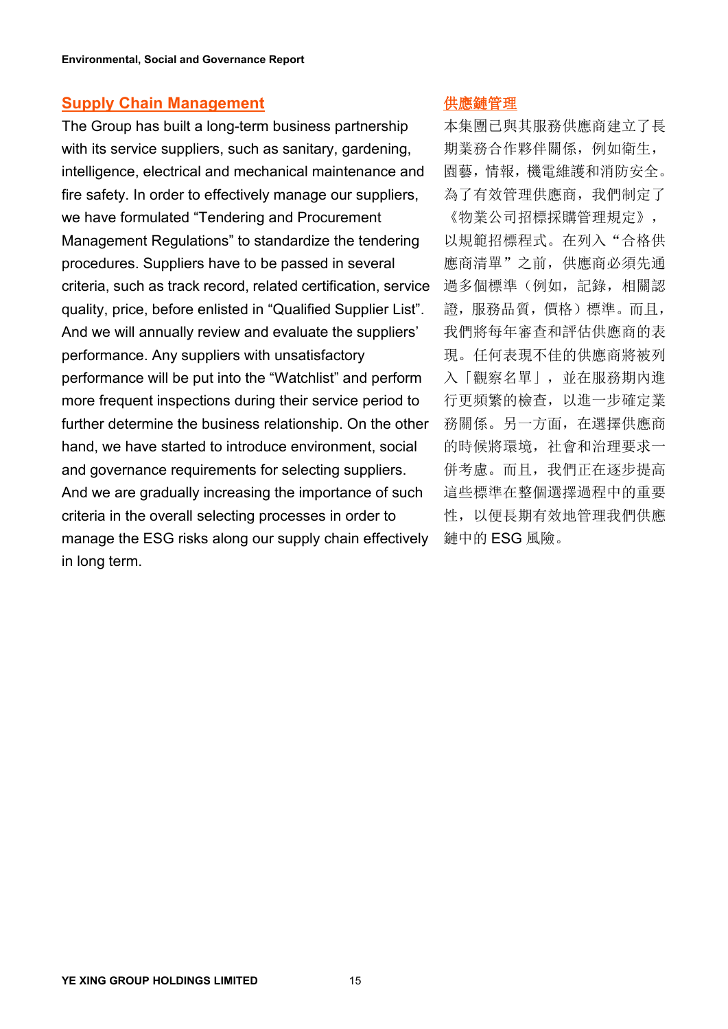## Supply Chain Management

The Group has built a long-term business partnership with its service suppliers, such as sanitary, gardening, intelligence, electrical and mechanical maintenance and fire safety. In order to effectively manage our suppliers, we have formulated "Tendering and Procurement Management Regulations" to standardize the tendering procedures. Suppliers have to be passed in several criteria, such as track record, related certification, service quality, price, before enlisted in "Qualified Supplier List". And we will annually review and evaluate the suppliers' performance. Any suppliers with unsatisfactory performance will be put into the "Watchlist" and perform more frequent inspections during their service period to further determine the business relationship. On the other hand, we have started to introduce environment, social and governance requirements for selecting suppliers. And we are gradually increasing the importance of such criteria in the overall selecting processes in order to manage the ESG risks along our supply chain effectively in long term.

## 供應鏈管理

本集團已與其服務供應商建立了長期業務合作夥伴關係，例如衛生，園藝，情報，機電維護和消防安全。為了有效管理供應商，我們制定了《物業公司招標採購管理規定》，以規範招標程式。在列入"合格供應商清單"之前，供應商必須先通過多個標準（例如，記錄，相關認證，服務品質，價格）標準。而且，我們將每年審查和評估供應商的表現。任何表現不佳的供應商將被列入「觀察名單」，並在服務期內進行更頻繁的檢查，以進一步確定業務關係。另一方面，在選擇供應商的時候將環境，社會和治理要求一併考慮。而且，我們正在逐步提高這些標準在整個選擇過程中的重要性，以便長期有效地管理我們供應鏈中的 ESG 風險。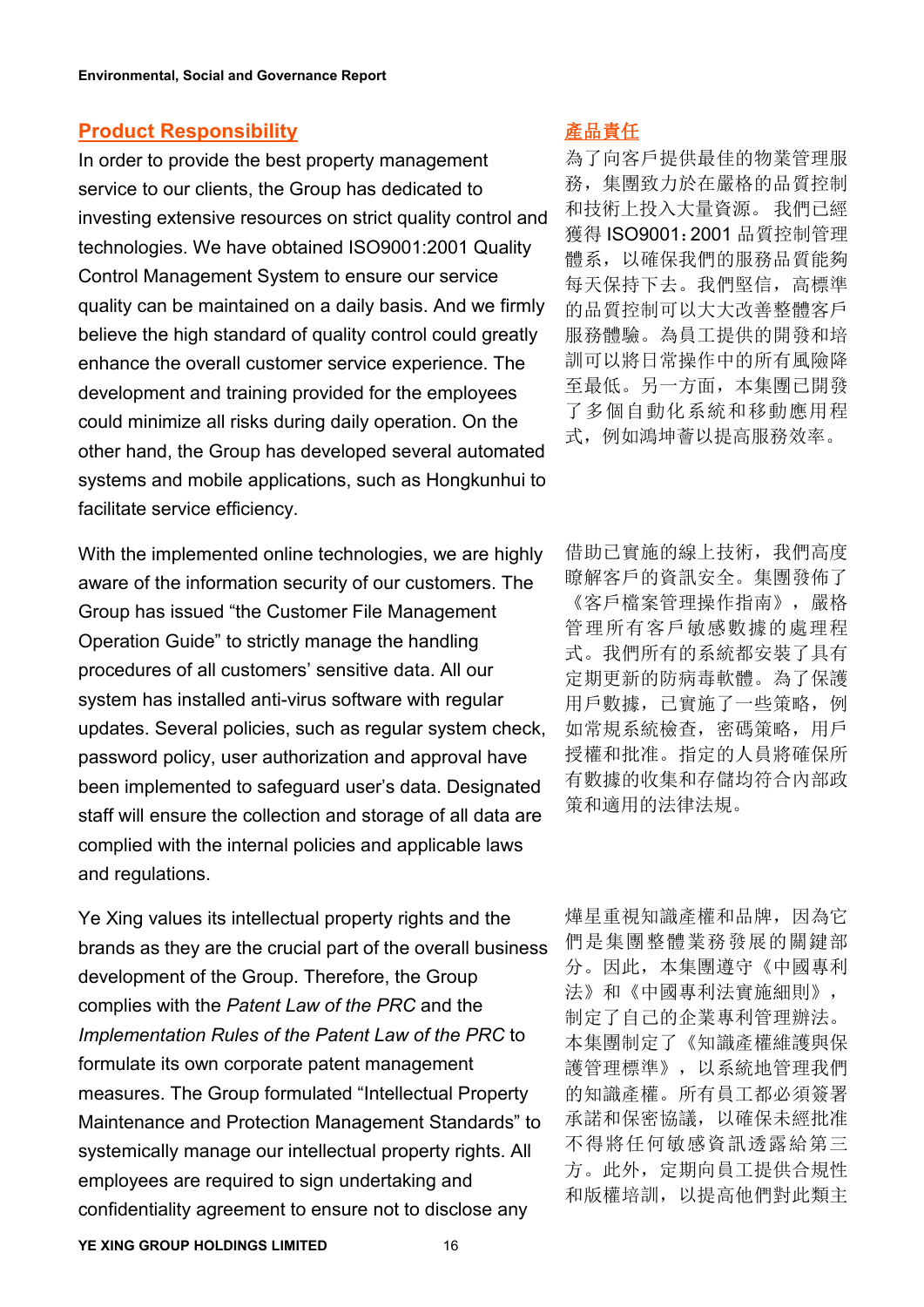## Product Responsibility

In order to provide the best property management service to our clients, the Group has dedicated to investing extensive resources on strict quality control and technologies. We have obtained ISO9001:2001 Quality Control Management System to ensure our service quality can be maintained on a daily basis. And we firmly believe the high standard of quality control could greatly enhance the overall customer service experience. The development and training provided for the employees could minimize all risks during daily operation. On the other hand, the Group has developed several automated systems and mobile applications, such as Hongkunhui to facilitate service efficiency.

With the implemented online technologies, we are highly aware of the information security of our customers. The Group has issued "the Customer File Management Operation Guide" to strictly manage the handling procedures of all customers' sensitive data. All our system has installed anti-virus software with regular updates. Several policies, such as regular system check, password policy, user authorization and approval have been implemented to safeguard user's data. Designated staff will ensure the collection and storage of all data are complied with the internal policies and applicable laws and regulations.

Ye Xing values its intellectual property rights and the brands as they are the crucial part of the overall business development of the Group. Therefore, the Group complies with the *Patent Law of the PRC* and the *Implementation Rules of the Patent Law of the PRC* to formulate its own corporate patent management measures. The Group formulated "Intellectual Property Maintenance and Protection Management Standards" to systemically manage our intellectual property rights. All employees are required to sign undertaking and confidentiality agreement to ensure not to disclose any

## 產品責任

為了向客戶提供最佳的物業管理服務，集團致力於在嚴格的品質控制和技術上投入大量資源。我們已經獲得 ISO9001：2001 品質控制管理體系，以確保我們的服務品質能夠每天保持下去。我們堅信，高標準的品質控制可以大大改善整體客戶服務體驗。為員工提供的開發和培訓可以將日常操作中的所有風險降至最低。另一方面，本集團已開發了多個自動化系統和移動應用程式，例如鴻坤薈以提高服務效率。

借助已實施的線上技術，我們高度瞭解客戶的資訊安全。集團發佈了《客戶檔案管理操作指南》，嚴格管理所有客戶敏感數據的處理程式。我們所有的系統都安裝了具有定期更新的防病毒軟體。為了保護用戶數據，已實施了一些策略，例如常規系統檢查，密碼策略，用戶授權和批准。指定的人員將確保所有數據的收集和存儲均符合內部政策和適用的法律法規。

燁星重視知識產權和品牌，因為它們是集團整體業務發展的關鍵部分。因此，本集團遵守《中國專利法》和《中國專利法實施細則》，制定了自己的企業專利管理辦法。本集團制定了《知識產權維護與保護管理標準》，以系統地管理我們的知識產權。所有員工都必須簽署承諾和保密協議，以確保未經批准不得將任何敏感資訊透露給第三方。此外，定期向員工提供合規性和版權培訓，以提高他們對此類主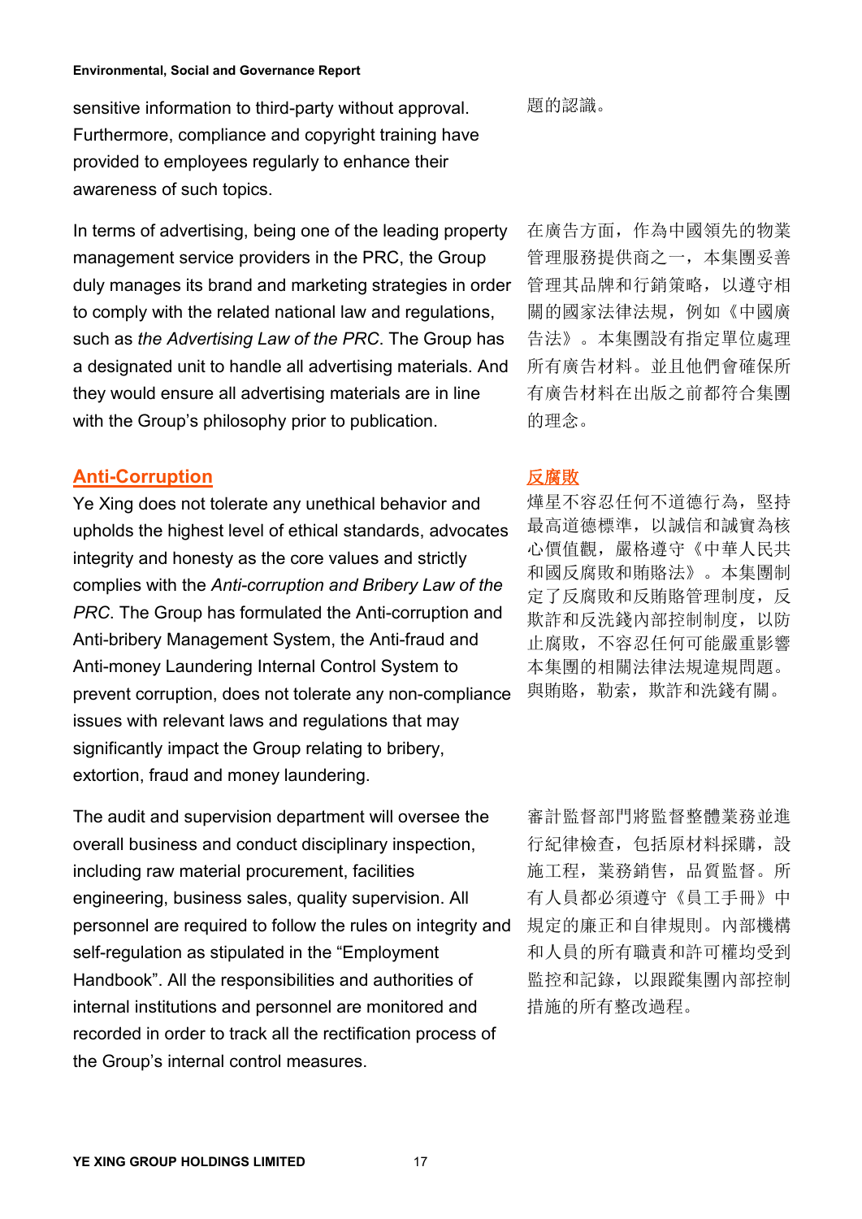sensitive information to third-party without approval. Furthermore, compliance and copyright training have provided to employees regularly to enhance their awareness of such topics.

題的認識。

In terms of advertising, being one of the leading property management service providers in the PRC, the Group duly manages its brand and marketing strategies in order to comply with the related national law and regulations, such as *the Advertising Law of the PRC*. The Group has a designated unit to handle all advertising materials. And they would ensure all advertising materials are in line with the Group's philosophy prior to publication.

在廣告方面，作為中國領先的物業管理服務提供商之一，本集團妥善管理其品牌和行銷策略，以遵守相關的國家法律法規，例如《中國廣告法》。本集團設有指定單位處理所有廣告材料。並且他們會確保所有廣告材料在出版之前都符合集團的理念。

## Anti-Corruption

Ye Xing does not tolerate any unethical behavior and upholds the highest level of ethical standards, advocates integrity and honesty as the core values and strictly complies with the *Anti-corruption and Bribery Law of the PRC*. The Group has formulated the Anti-corruption and Anti-bribery Management System, the Anti-fraud and Anti-money Laundering Internal Control System to prevent corruption, does not tolerate any non-compliance issues with relevant laws and regulations that may significantly impact the Group relating to bribery, extortion, fraud and money laundering.

The audit and supervision department will oversee the overall business and conduct disciplinary inspection, including raw material procurement, facilities engineering, business sales, quality supervision. All personnel are required to follow the rules on integrity and self-regulation as stipulated in the "Employment Handbook". All the responsibilities and authorities of internal institutions and personnel are monitored and recorded in order to track all the rectification process of the Group's internal control measures.

## 反腐敗

燁星不容忍任何不道德行為，堅持最高道德標準，以誠信和誠實為核心價值觀，嚴格遵守《中華人民共和國反腐敗和賄賂法》。本集團制定了反腐敗和反賄賂管理制度，反欺詐和反洗錢內部控制制度，以防止腐敗，不容忍任何可能嚴重影響本集團的相關法律法規違規問題。與賄賂，勒索，欺詐和洗錢有關。

審計監督部門將監督整體業務並進行紀律檢查，包括原材料採購，設施工程，業務銷售，品質監督。所有人員都必須遵守《員工手冊》中規定的廉正和自律規則。內部機構和人員的所有職責和許可權均受到監控和記錄，以跟蹤集團內部控制措施的所有整改過程。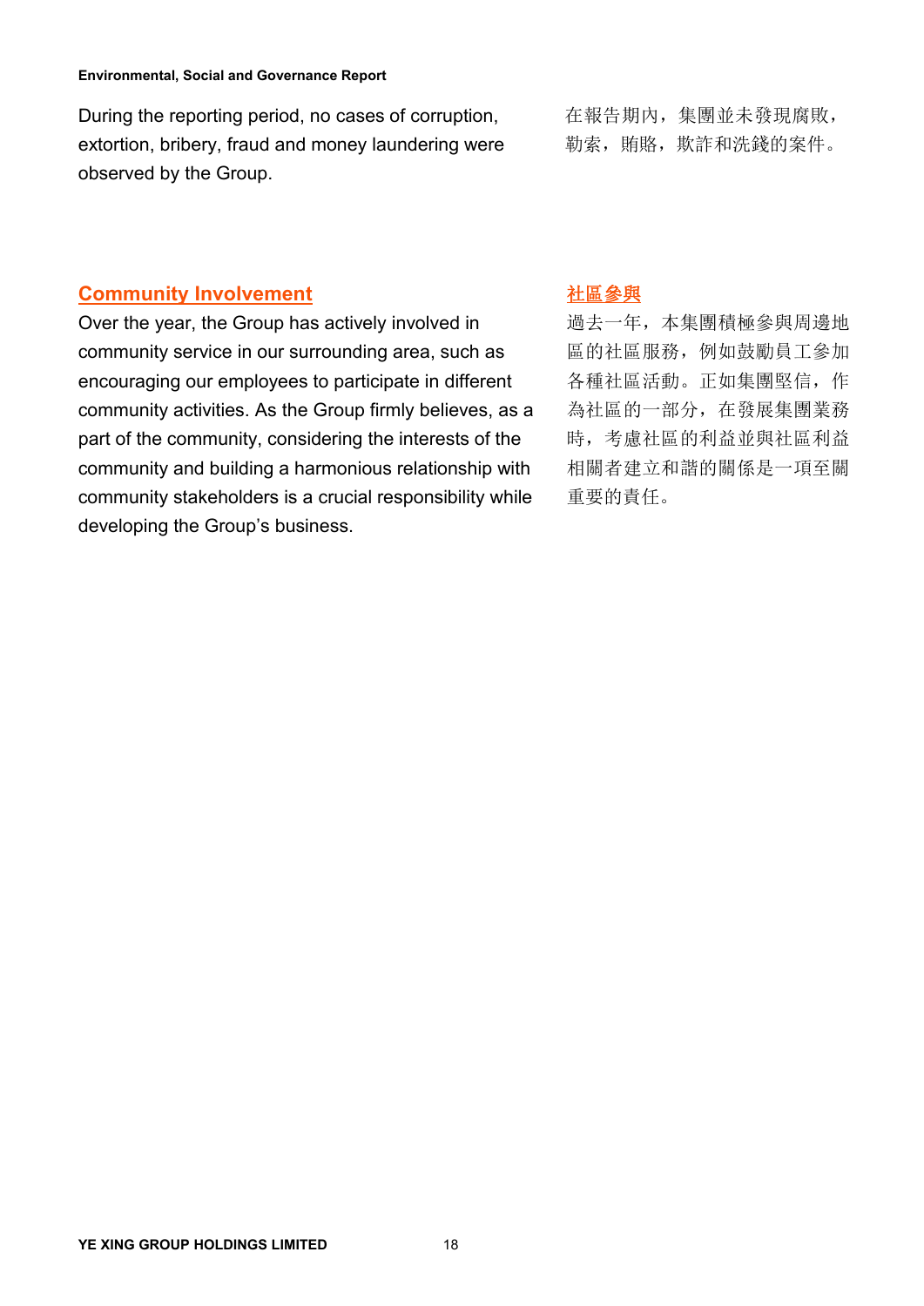During the reporting period, no cases of corruption, extortion, bribery, fraud and money laundering were observed by the Group.

在報告期內，集團並未發現腐敗，勒索，賄賂，欺詐和洗錢的案件。

## Community Involvement

Over the year, the Group has actively involved in community service in our surrounding area, such as encouraging our employees to participate in different community activities. As the Group firmly believes, as a part of the community, considering the interests of the community and building a harmonious relationship with community stakeholders is a crucial responsibility while developing the Group's business.

## 社區參與

過去一年，本集團積極參與周邊地區的社區服務，例如鼓勵員工參加各種社區活動。正如集團堅信，作為社區的一部分，在發展集團業務時，考慮社區的利益並與社區利益相關者建立和諧的關係是一項至關重要的責任。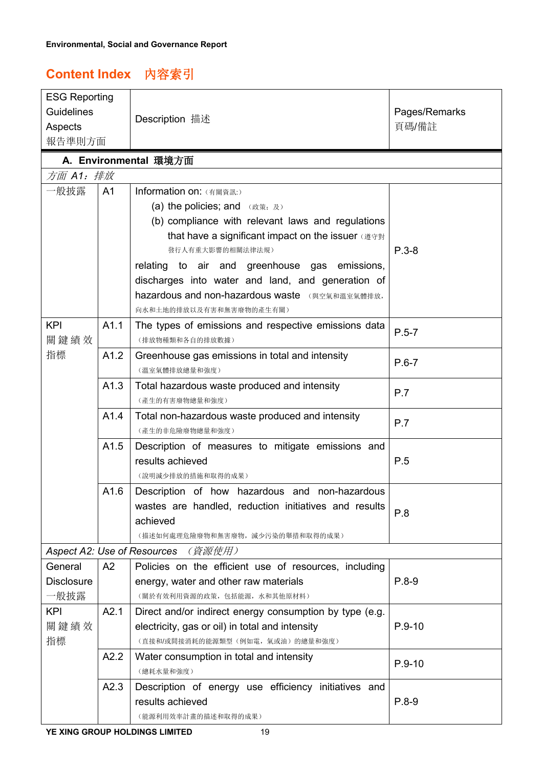## Content Index 內容索引

| ESG Reporting Guidelines Aspects 報告準則方面 | | Description 描述 | Pages/Remarks 頁碼/備註 |
|---|---|---|---|
| **A. Environmental 環境方面** | | | |
| *方面 A1：排放* | | | |
| 一般披露 | A1 | Information on: (有關資訊:)<br>(a) the policies; and (政策；及)<br>(b) compliance with relevant laws and regulations that have a significant impact on the issuer (遵守對發行人有重大影響的相關法律法規)<br>relating to air and greenhouse gas emissions, discharges into water and land, and generation of hazardous and non-hazardous waste (與空氣和溫室氣體排放，向水和土地的排放以及有害和無害廢物的產生有關) | P.3-8 |
| KPI 關鍵績效指標 | A1.1 | The types of emissions and respective emissions data (排放物種類和各自的排放數據) | P.5-7 |
| | A1.2 | Greenhouse gas emissions in total and intensity (溫室氣體排放總量和強度) | P.6-7 |
| | A1.3 | Total hazardous waste produced and intensity (產生的有害廢物總量和強度) | P.7 |
| | A1.4 | Total non-hazardous waste produced and intensity (產生的非危險廢物總量和強度) | P.7 |
| | A1.5 | Description of measures to mitigate emissions and results achieved (說明減少排放的措施和取得的成果) | P.5 |
| | A1.6 | Description of how hazardous and non-hazardous wastes are handled, reduction initiatives and results achieved (描述如何處理危險廢物和無害廢物，減少污染的舉措和取得的成果) | P.8 |
| *Aspect A2: Use of Resources (資源使用)* | | | |
| General Disclosure 一般披露 | A2 | Policies on the efficient use of resources, including energy, water and other raw materials (關於有效利用資源的政策，包括能源，水和其他原材料) | P.8-9 |
| KPI 關鍵績效指標 | A2.1 | Direct and/or indirect energy consumption by type (e.g. electricity, gas or oil) in total and intensity (直接和/或間接消耗的能源類型（例如電，氣或油）的總量和強度) | P.9-10 |
| | A2.2 | Water consumption in total and intensity (總耗水量和強度) | P.9-10 |
| | A2.3 | Description of energy use efficiency initiatives and results achieved (能源利用效率計畫的描述和取得的成果) | P.8-9 |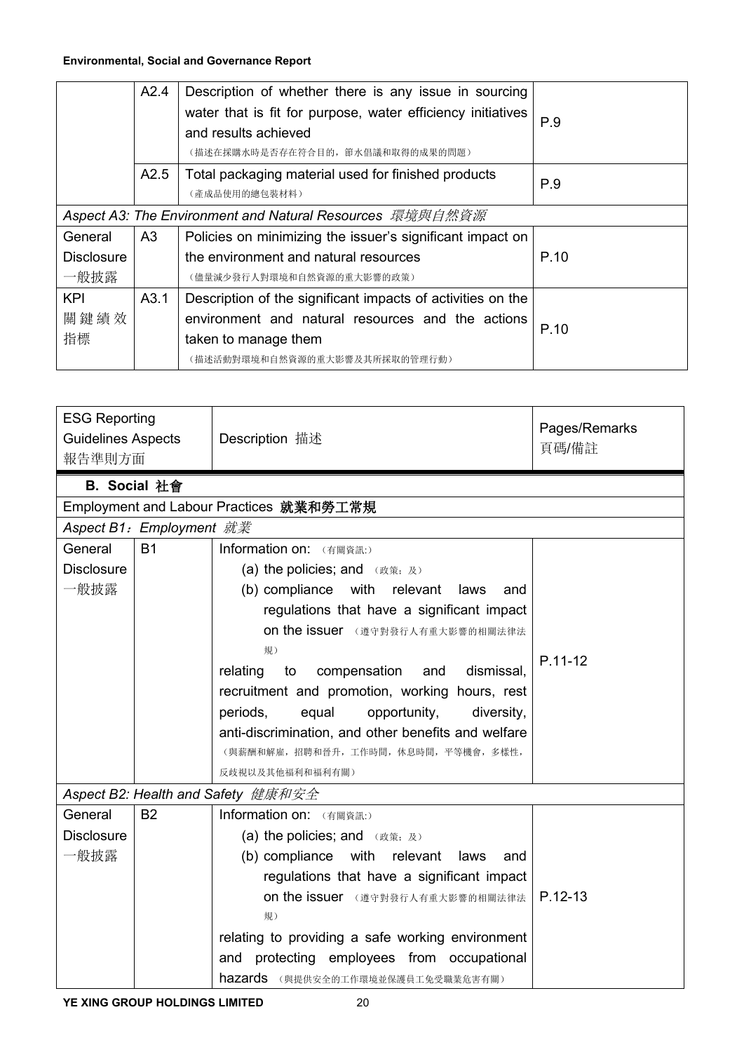| | | | |
|---|---|---|---|
| | A2.4 | Description of whether there is any issue in sourcing water that is fit for purpose, water efficiency initiatives and results achieved<br>（描述在採購水時是否存在符合目的，節水倡議和取得的成果的問題） | P.9 |
| | A2.5 | Total packaging material used for finished products<br>（產成品使用的總包裝材料） | P.9 |
| *Aspect A3: The Environment and Natural Resources 環境與自然資源* | | | |
| General Disclosure 一般披露 | A3 | Policies on minimizing the issuer's significant impact on the environment and natural resources<br>（儘量減少發行人對環境和自然資源的重大影響的政策） | P.10 |
| KPI 關鍵績效指標 | A3.1 | Description of the significant impacts of activities on the environment and natural resources and the actions taken to manage them<br>（描述活動對環境和自然資源的重大影響及其所採取的管理行動） | P.10 |

| ESG Reporting Guidelines Aspects 報告準則方面 | | Description 描述 | Pages/Remarks 頁碼/備註 |
|---|---|---|---|
| **B. Social 社會** | | | |
| Employment and Labour Practices **就業和勞工常規** | | | |
| *Aspect B1：Employment 就業* | | | |
| General Disclosure 一般披露 | B1 | Information on: （有關資訊:）<br>(a) the policies; and （政策；及）<br>(b) compliance with relevant laws and regulations that have a significant impact on the issuer （遵守對發行人有重大影響的相關法律法規）<br>relating to compensation and dismissal, recruitment and promotion, working hours, rest periods, equal opportunity, diversity, anti-discrimination, and other benefits and welfare<br>（與薪酬和解雇，招聘和晉升，工作時間，休息時間，平等機會，多樣性，反歧視以及其他福利和福利有關） | P.11-12 |
| *Aspect B2: Health and Safety 健康和安全* | | | |
| General Disclosure 一般披露 | B2 | Information on: （有關資訊:）<br>(a) the policies; and （政策；及）<br>(b) compliance with relevant laws and regulations that have a significant impact on the issuer （遵守對發行人有重大影響的相關法律法規）<br>relating to providing a safe working environment and protecting employees from occupational hazards （與提供安全的工作環境並保護員工免受職業危害有關） | P.12-13 |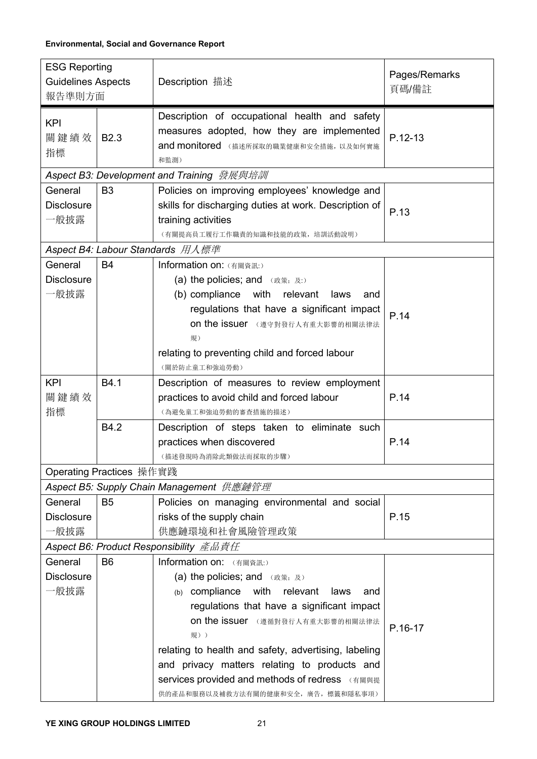| ESG Reporting Guidelines Aspects 報告準則方面 | | Description 描述 | Pages/Remarks 頁碼/備註 |
|---|---|---|---|
| KPI 關鍵績效指標 | B2.3 | Description of occupational health and safety measures adopted, how they are implemented and monitored （描述所採取的職業健康和安全措施，以及如何實施和監測） | P.12-13 |
| *Aspect B3: Development and Training 發展與培訓* | | | |
| General Disclosure 一般披露 | B3 | Policies on improving employees' knowledge and skills for discharging duties at work. Description of training activities （有關提高員工履行工作職責的知識和技能的政策，培訓活動說明） | P.13 |
| *Aspect B4: Labour Standards 用人標準* | | | |
| General Disclosure 一般披露 | B4 | Information on: （有關資訊:） (a) the policies; and （政策；及:） (b) compliance with relevant laws and regulations that have a significant impact on the issuer （遵守對發行人有重大影響的相關法律法規） relating to preventing child and forced labour （關於防止童工和強迫勞動） | P.14 |
| KPI 關鍵績效指標 | B4.1 | Description of measures to review employment practices to avoid child and forced labour （為避免童工和強迫勞動的審查措施的描述） | P.14 |
| | B4.2 | Description of steps taken to eliminate such practices when discovered （描述發現時為消除此類做法而採取的步驟） | P.14 |
| Operating Practices 操作實踐 | | | |
| *Aspect B5: Supply Chain Management 供應鏈管理* | | | |
| General Disclosure 一般披露 | B5 | Policies on managing environmental and social risks of the supply chain 供應鏈環境和社會風險管理政策 | P.15 |
| *Aspect B6: Product Responsibility 產品責任* | | | |
| General Disclosure 一般披露 | B6 | Information on: （有關資訊:） (a) the policies; and （政策；及） (b) compliance with relevant laws and regulations that have a significant impact on the issuer （遵循對發行人有重大影響的相關法律法規）） relating to health and safety, advertising, labeling and privacy matters relating to products and services provided and methods of redress （有關與提供的產品和服務以及補救方法有關的健康和安全，廣告，標籤和隱私事項） | P.16-17 |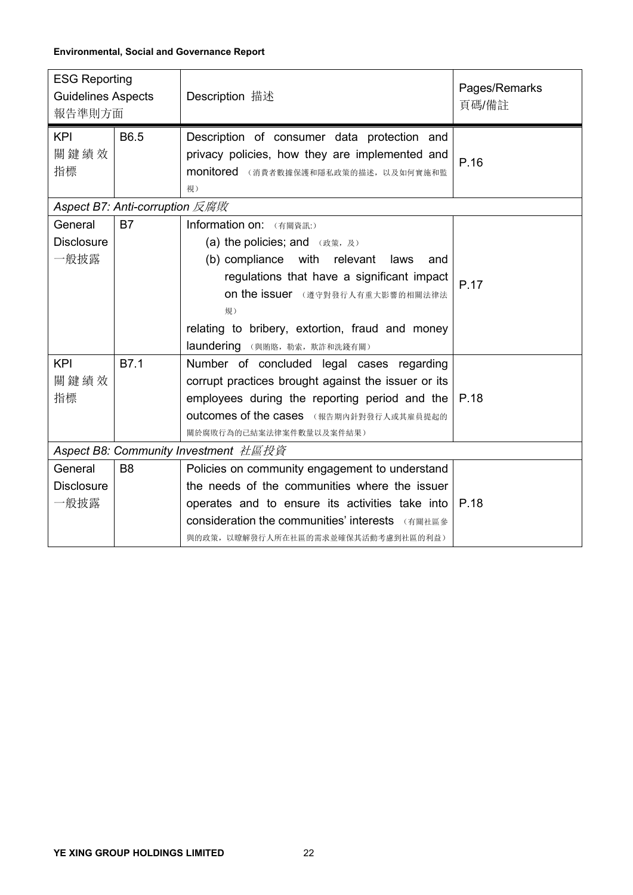| ESG Reporting Guidelines Aspects 報告準則方面 | | Description 描述 | Pages/Remarks 頁碼/備註 |
|---|---|---|---|
| KPI 關鍵績效指標 | B6.5 | Description of consumer data protection and privacy policies, how they are implemented and monitored （消費者數據保護和隱私政策的描述，以及如何實施和監視） | P.16 |
| *Aspect B7: Anti-corruption 反腐敗* | | | |
| General Disclosure 一般披露 | B7 | Information on: （有關資訊:） (a) the policies; and （政策，及） (b) compliance with relevant laws and regulations that have a significant impact on the issuer （遵守對發行人有重大影響的相關法律法規） relating to bribery, extortion, fraud and money laundering （與賄賂，勒索，欺詐和洗錢有關） | P.17 |
| KPI 關鍵績效指標 | B7.1 | Number of concluded legal cases regarding corrupt practices brought against the issuer or its employees during the reporting period and the outcomes of the cases （報告期內針對發行人或其雇員提起的關於腐敗行為的已結案法律案件數量以及案件結果） | P.18 |
| *Aspect B8: Community Investment 社區投資* | | | |
| General Disclosure 一般披露 | B8 | Policies on community engagement to understand the needs of the communities where the issuer operates and to ensure its activities take into consideration the communities' interests （有關社區參與的政策，以瞭解發行人所在社區的需求並確保其活動考慮到社區的利益） | P.18 |